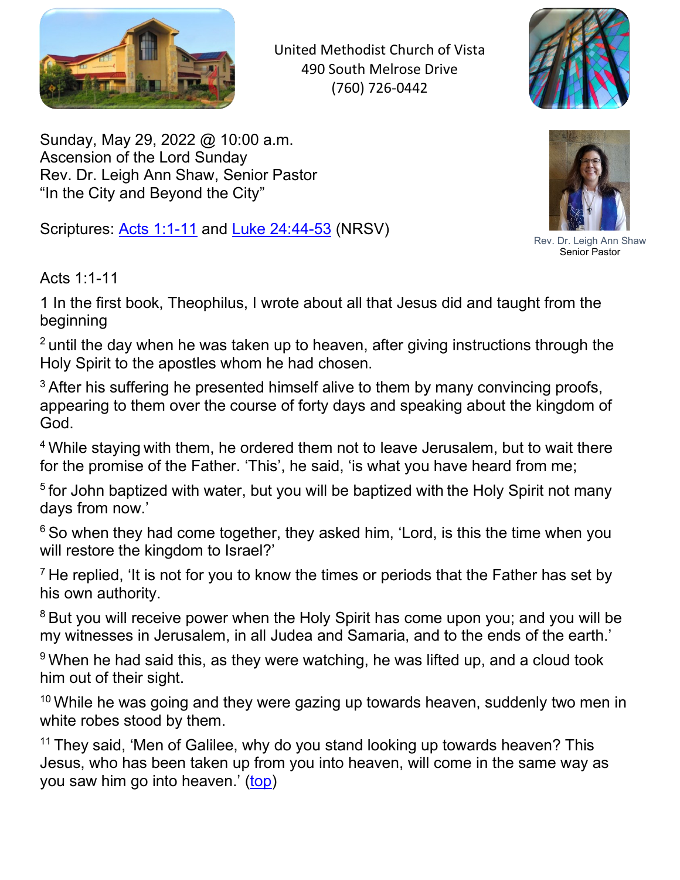United Methodist Church of Vista
490 South Melrose Drive
(760) 726-0442

Sunday, May 29, 2022 @ 10:00 a.m.
Ascension of the Lord Sunday
Rev. Dr. Leigh Ann Shaw, Senior Pastor
"In the City and Beyond the City"

Scriptures: Acts 1:1-11 and Luke 24:44-53 (NRSV)

Rev. Dr. Leigh Ann Shaw
Senior Pastor

Acts 1:1-11

1 In the first book, Theophilus, I wrote about all that Jesus did and taught from the beginning

2 until the day when he was taken up to heaven, after giving instructions through the Holy Spirit to the apostles whom he had chosen.

3 After his suffering he presented himself alive to them by many convincing proofs, appearing to them over the course of forty days and speaking about the kingdom of God.

4 While staying with them, he ordered them not to leave Jerusalem, but to wait there for the promise of the Father. 'This', he said, 'is what you have heard from me;

5 for John baptized with water, but you will be baptized with the Holy Spirit not many days from now.'

6 So when they had come together, they asked him, 'Lord, is this the time when you will restore the kingdom to Israel?'

7 He replied, 'It is not for you to know the times or periods that the Father has set by his own authority.

8 But you will receive power when the Holy Spirit has come upon you; and you will be my witnesses in Jerusalem, in all Judea and Samaria, and to the ends of the earth.'

9 When he had said this, as they were watching, he was lifted up, and a cloud took him out of their sight.

10 While he was going and they were gazing up towards heaven, suddenly two men in white robes stood by them.

11 They said, 'Men of Galilee, why do you stand looking up towards heaven? This Jesus, who has been taken up from you into heaven, will come in the same way as you saw him go into heaven.' (top)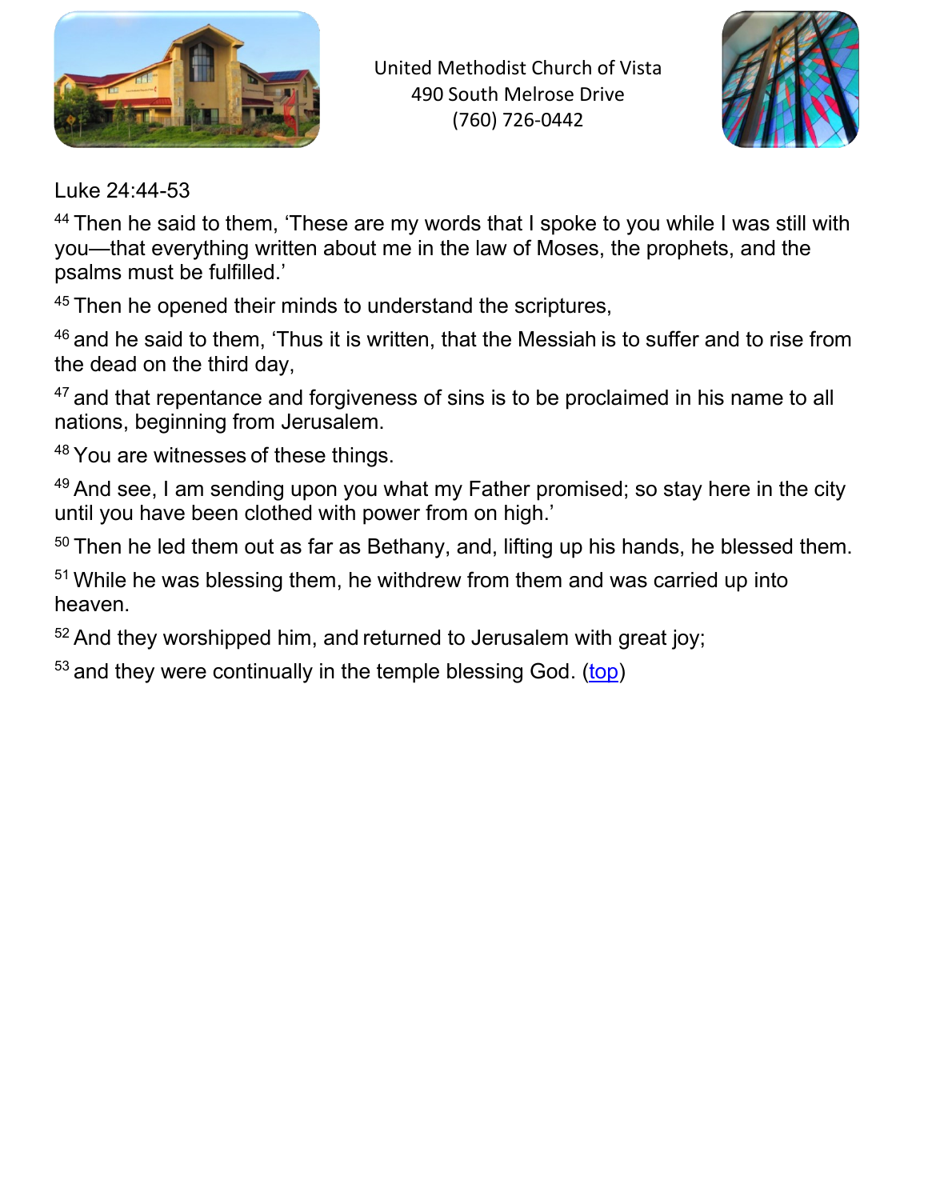Luke 24:44-53

44 Then he said to them, 'These are my words that I spoke to you while I was still with you—that everything written about me in the law of Moses, the prophets, and the psalms must be fulfilled.'

45 Then he opened their minds to understand the scriptures,

46 and he said to them, 'Thus it is written, that the Messiah is to suffer and to rise from the dead on the third day,

47 and that repentance and forgiveness of sins is to be proclaimed in his name to all nations, beginning from Jerusalem.

48 You are witnesses of these things.

49 And see, I am sending upon you what my Father promised; so stay here in the city until you have been clothed with power from on high.'

50 Then he led them out as far as Bethany, and, lifting up his hands, he blessed them.

51 While he was blessing them, he withdrew from them and was carried up into heaven.

52 And they worshipped him, and returned to Jerusalem with great joy;

53 and they were continually in the temple blessing God. (top)